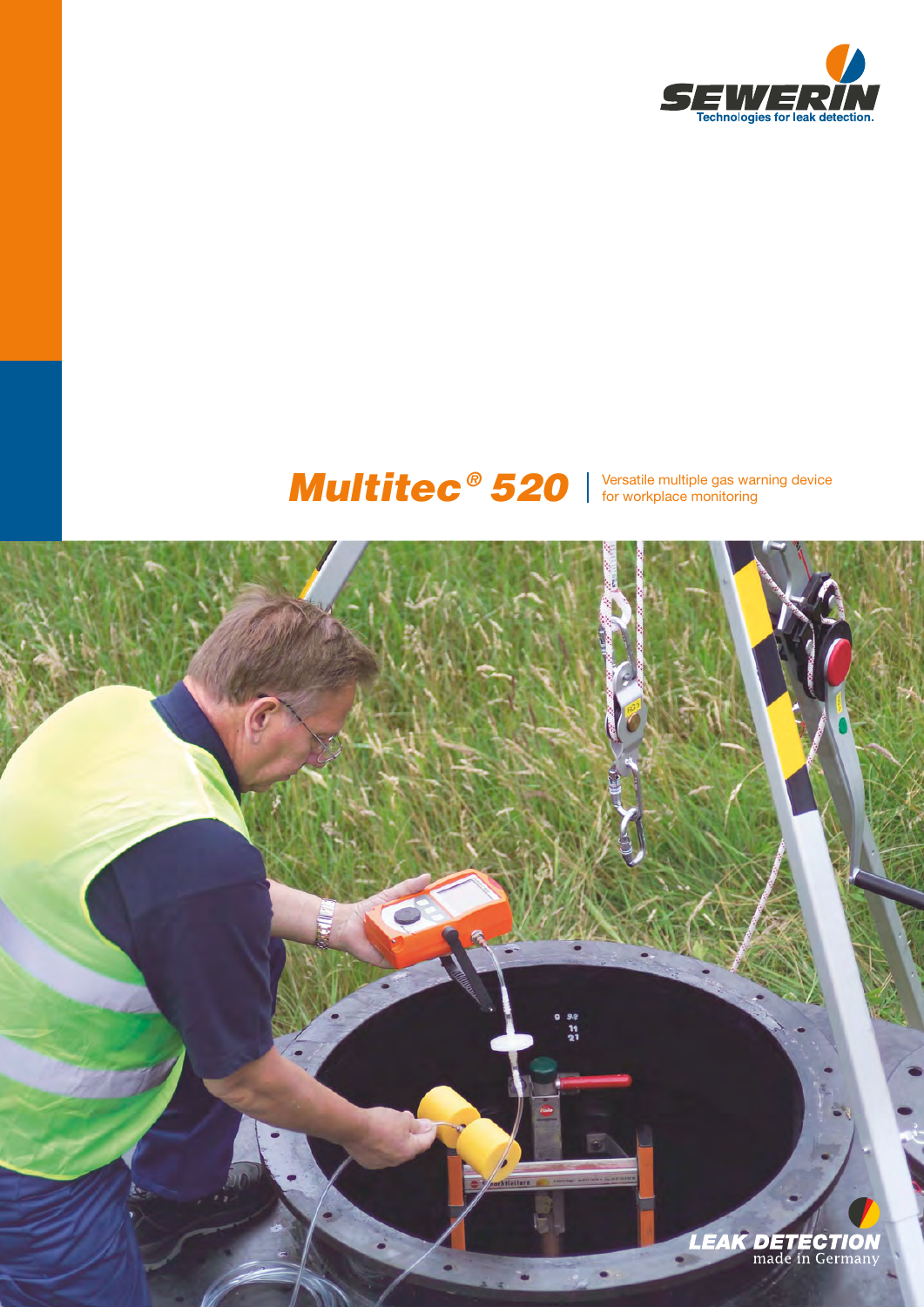SEWERIN

Technologies for leak detection.

# Multitec® 520

Versatile multiple gas warning device for workplace monitoring

LEAK DETECTION

made in Germany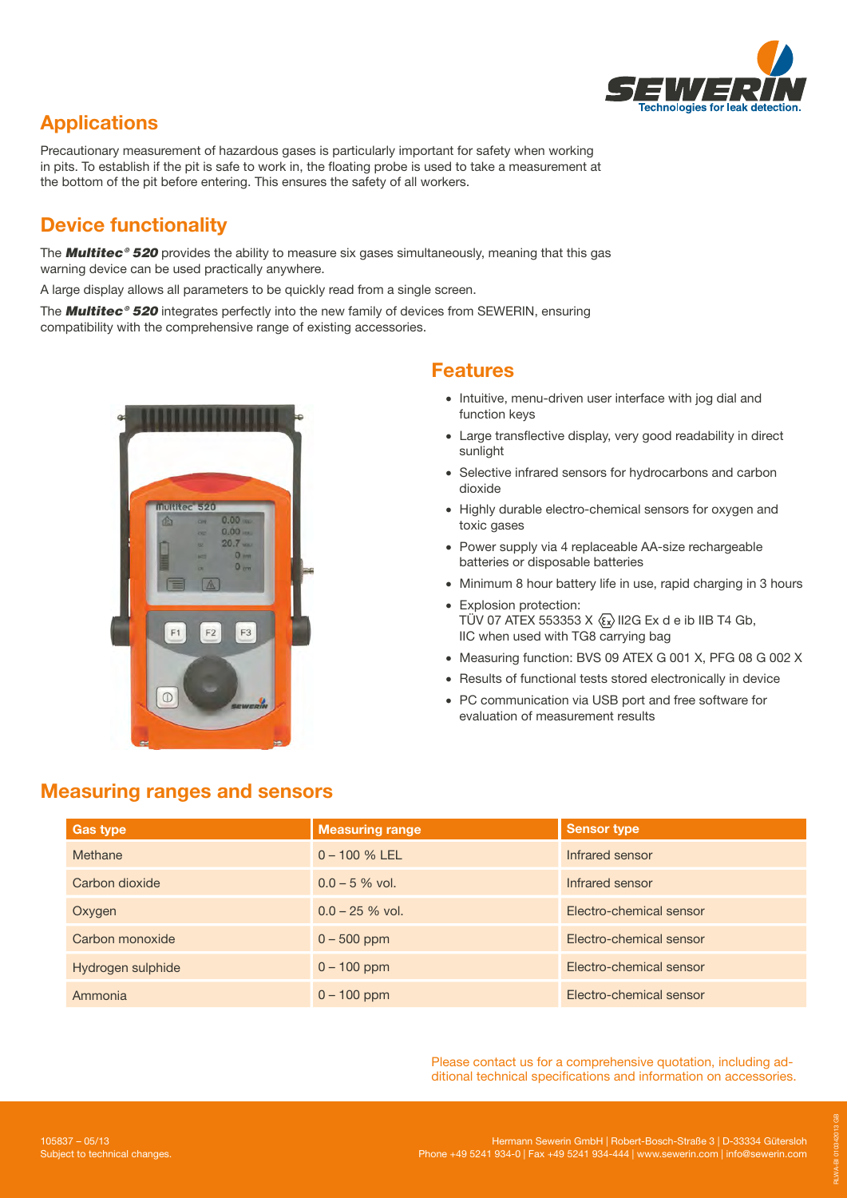## Applications

Precautionary measurement of hazardous gases is particularly important for safety when working in pits. To establish if the pit is safe to work in, the floating probe is used to take a measurement at the bottom of the pit before entering. This ensures the safety of all workers.

## Device functionality

The ***Multitec® 520*** provides the ability to measure six gases simultaneously, meaning that this gas warning device can be used practically anywhere.

A large display allows all parameters to be quickly read from a single screen.

The ***Multitec® 520*** integrates perfectly into the new family of devices from SEWERIN, ensuring compatibility with the comprehensive range of existing accessories.

## Features

- Intuitive, menu-driven user interface with jog dial and function keys
- Large transflective display, very good readability in direct sunlight
- Selective infrared sensors for hydrocarbons and carbon dioxide
- Highly durable electro-chemical sensors for oxygen and toxic gases
- Power supply via 4 replaceable AA-size rechargeable batteries or disposable batteries
- Minimum 8 hour battery life in use, rapid charging in 3 hours
- Explosion protection:
  TÜV 07 ATEX 553353 X ⟨Ex⟩ II2G Ex d e ib IIB T4 Gb,
  IIC when used with TG8 carrying bag
- Measuring function: BVS 09 ATEX G 001 X, PFG 08 G 002 X
- Results of functional tests stored electronically in device
- PC communication via USB port and free software for evaluation of measurement results

## Measuring ranges and sensors

| Gas type | Measuring range | Sensor type |
|---|---|---|
| Methane | 0 – 100 % LEL | Infrared sensor |
| Carbon dioxide | 0.0 – 5 % vol. | Infrared sensor |
| Oxygen | 0.0 – 25 % vol. | Electro-chemical sensor |
| Carbon monoxide | 0 – 500 ppm | Electro-chemical sensor |
| Hydrogen sulphide | 0 – 100 ppm | Electro-chemical sensor |
| Ammonia | 0 – 100 ppm | Electro-chemical sensor |

Please contact us for a comprehensive quotation, including additional technical specifications and information on accessories.

105837 – 05/13
Subject to technical changes.

Hermann Sewerin GmbH | Robert-Bosch-Straße 3 | D-33334 Gütersloh
Phone +49 5241 934-0 | Fax +49 5241 934-444 | www.sewerin.com | info@sewerin.com